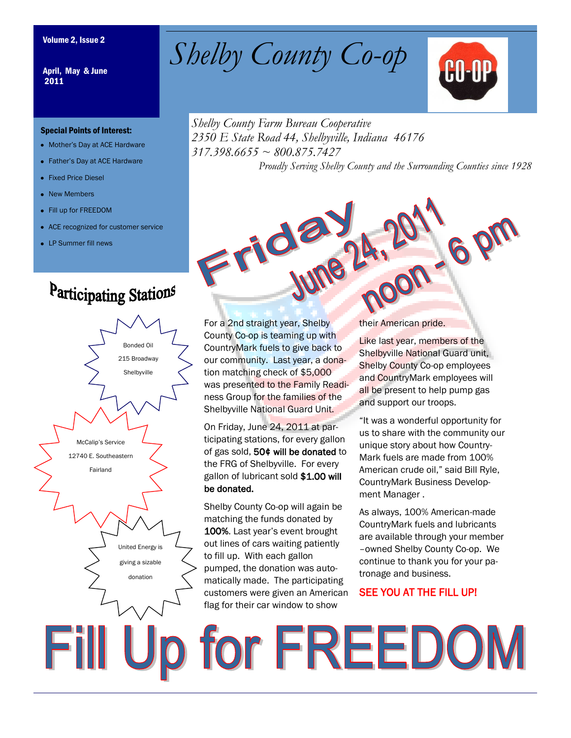Volume 2, Issue 2

April, May & June 2011

# Shelby County Co-op

*Shelby County Farm Bureau Cooperative*
*2350 E State Road 44, Shelbyville, Indiana 46176*
*317.398.6655 ~ 800.875.7427*

*Proudly Serving Shelby County and the Surrounding Counties since 1928*

**Special Points of Interest:**

- Mother's Day at ACE Hardware
- Father's Day at ACE Hardware
- Fixed Price Diesel
- New Members
- Fill up for FREEDOM
- ACE recognized for customer service
- LP Summer fill news

## Participating Stations

Bonded Oil
215 Broadway
Shelbyville

McCalip's Service
12740 E. Southeastern
Fairland

United Energy is giving a sizable donation

## Friday June 24, 2011 noon - 6 pm

For a 2nd straight year, Shelby County Co-op is teaming up with CountryMark fuels to give back to our community. Last year, a donation matching check of $5,000 was presented to the Family Readiness Group for the families of the Shelbyville National Guard Unit.

On Friday, June 24, 2011 at participating stations, for every gallon of gas sold, **50¢ will be donated** to the FRG of Shelbyville. For every gallon of lubricant sold **$1.00 will be donated.**

Shelby County Co-op will again be matching the funds donated by **100%**. Last year's event brought out lines of cars waiting patiently to fill up. With each gallon pumped, the donation was automatically made. The participating customers were given an American flag for their car window to show their American pride.

Like last year, members of the Shelbyville National Guard unit, Shelby County Co-op employees and CountryMark employees will all be present to help pump gas and support our troops.

"It was a wonderful opportunity for us to share with the community our unique story about how CountryMark fuels are made from 100% American crude oil," said Bill Ryle, CountryMark Business Development Manager .

As always, 100% American-made CountryMark fuels and lubricants are available through your member –owned Shelby County Co-op. We continue to thank you for your patronage and business.

**SEE YOU AT THE FILL UP!**

# Fill Up for FREEDOM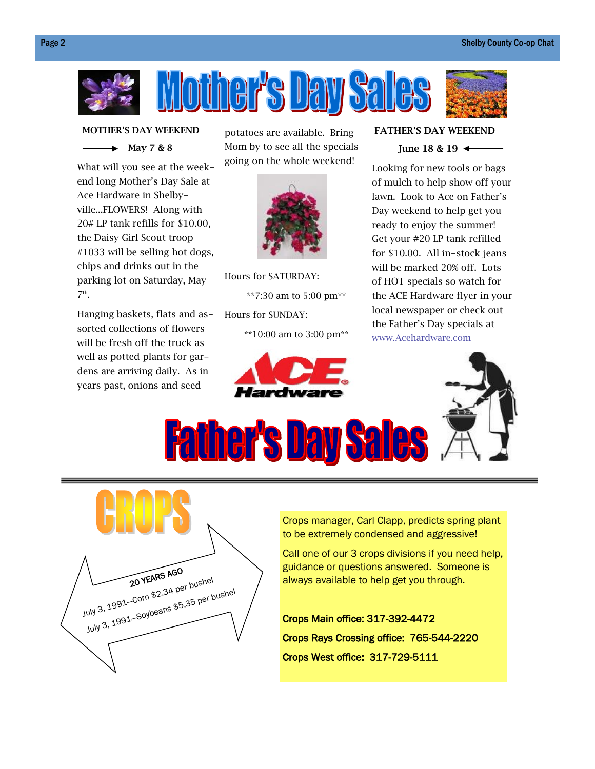# Mother's Day Sales

**MOTHER'S DAY WEEKEND**

**May 7 & 8**

What will you see at the week-end long Mother's Day Sale at Ace Hardware in Shelbyville...FLOWERS! Along with 20# LP tank refills for $10.00, the Daisy Girl Scout troop #1033 will be selling hot dogs, chips and drinks out in the parking lot on Saturday, May 7th.

Hanging baskets, flats and assorted collections of flowers will be fresh off the truck as well as potted plants for gardens are arriving daily. As in years past, onions and seed potatoes are available. Bring Mom by to see all the specials going on the whole weekend!

Hours for SATURDAY:

**7:30 am to 5:00 pm**

Hours for SUNDAY:

**10:00 am to 3:00 pm**

**FATHER'S DAY WEEKEND**

**June 18 & 19**

Looking for new tools or bags of mulch to help show off your lawn. Look to Ace on Father's Day weekend to help get you ready to enjoy the summer! Get your #20 LP tank refilled for $10.00. All in-stock jeans will be marked 20% off. Lots of HOT specials so watch for the ACE Hardware flyer in your local newspaper or check out the Father's Day specials at www.Acehardware.com

ACE Hardware

# Father's Day Sales

---

# CROPS

**20 YEARS AGO**

July 3, 1991—Corn $2.34 per bushel

July 3, 1991—Soybeans $5.35 per bushel

Crops manager, Carl Clapp, predicts spring plant to be extremely condensed and aggressive!

Call one of our 3 crops divisions if you need help, guidance or questions answered. Someone is always available to help get you through.

**Crops Main office: 317-392-4472**

**Crops Rays Crossing office: 765-544-2220**

**Crops West office: 317-729-5111**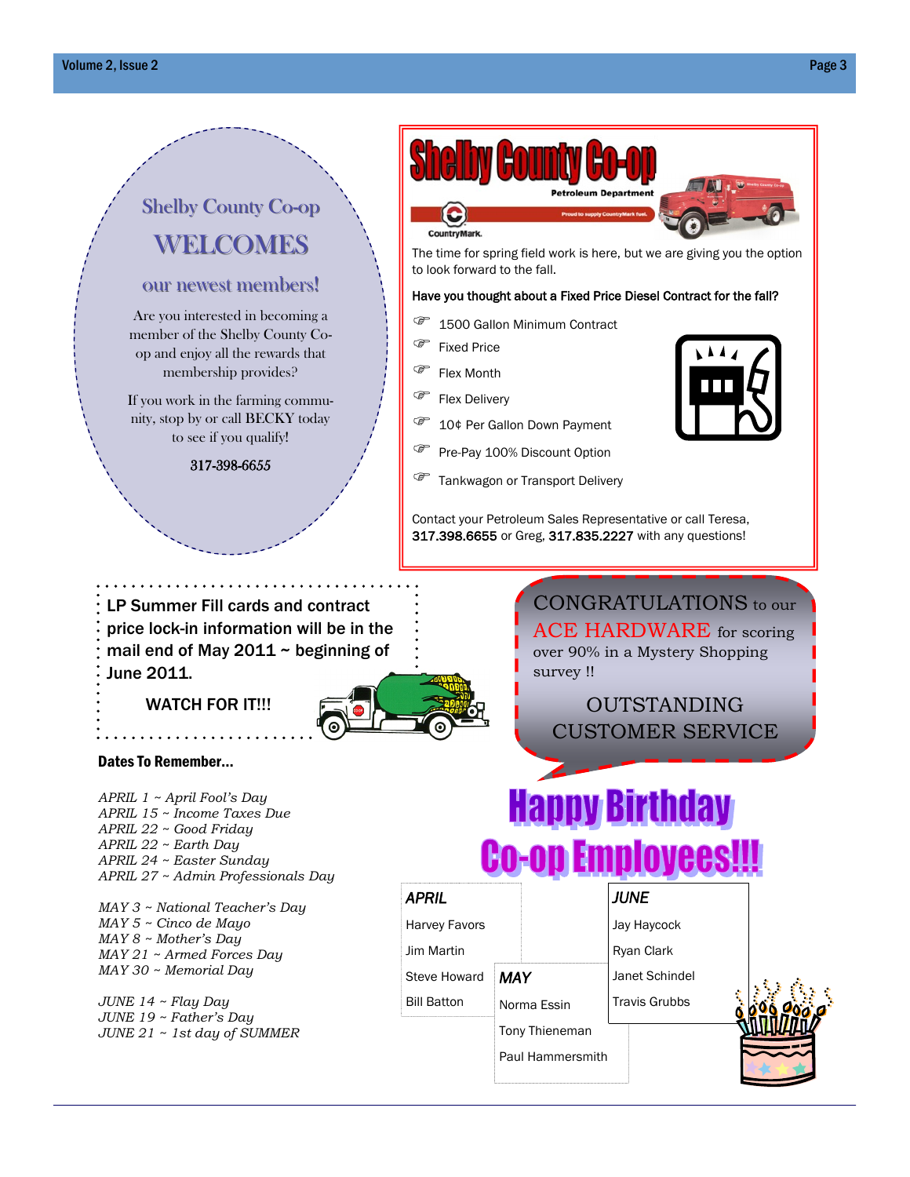## Shelby County Co-op WELCOMES our newest members!

Are you interested in becoming a member of the Shelby County Co-op and enjoy all the rewards that membership provides?

If you work in the farming community, stop by or call BECKY today to see if you qualify!

317-398-6655

## Shelby County Co-op

**Petroleum Department**

Proud to supply CountryMark fuel.

CountryMark.

The time for spring field work is here, but we are giving you the option to look forward to the fall.

**Have you thought about a Fixed Price Diesel Contract for the fall?**

- 1500 Gallon Minimum Contract
- Fixed Price
- Flex Month
- Flex Delivery
- 10¢ Per Gallon Down Payment
- Pre-Pay 100% Discount Option
- Tankwagon or Transport Delivery

Contact your Petroleum Sales Representative or call Teresa, **317.398.6655** or Greg, **317.835.2227** with any questions!

**LP Summer Fill cards and contract price lock-in information will be in the mail end of May 2011 ~ beginning of June 2011.**

**WATCH FOR IT!!!**

CONGRATULATIONS to our ACE HARDWARE for scoring over 90% in a Mystery Shopping survey !!

OUTSTANDING CUSTOMER SERVICE

### Dates To Remember...

*APRIL 1 ~ April Fool's Day*
*APRIL 15 ~ Income Taxes Due*
*APRIL 22 ~ Good Friday*
*APRIL 22 ~ Earth Day*
*APRIL 24 ~ Easter Sunday*
*APRIL 27 ~ Admin Professionals Day*

*MAY 3 ~ National Teacher's Day*
*MAY 5 ~ Cinco de Mayo*
*MAY 8 ~ Mother's Day*
*MAY 21 ~ Armed Forces Day*
*MAY 30 ~ Memorial Day*

*JUNE 14 ~ Flay Day*
*JUNE 19 ~ Father's Day*
*JUNE 21 ~ 1st day of SUMMER*

## Happy Birthday Co-op Employees!!!

***APRIL***

Harvey Favors
Jim Martin
Steve Howard
Bill Batton

***MAY***

Norma Essin
Tony Thieneman
Paul Hammersmith

***JUNE***

Jay Haycock
Ryan Clark
Janet Schindel
Travis Grubbs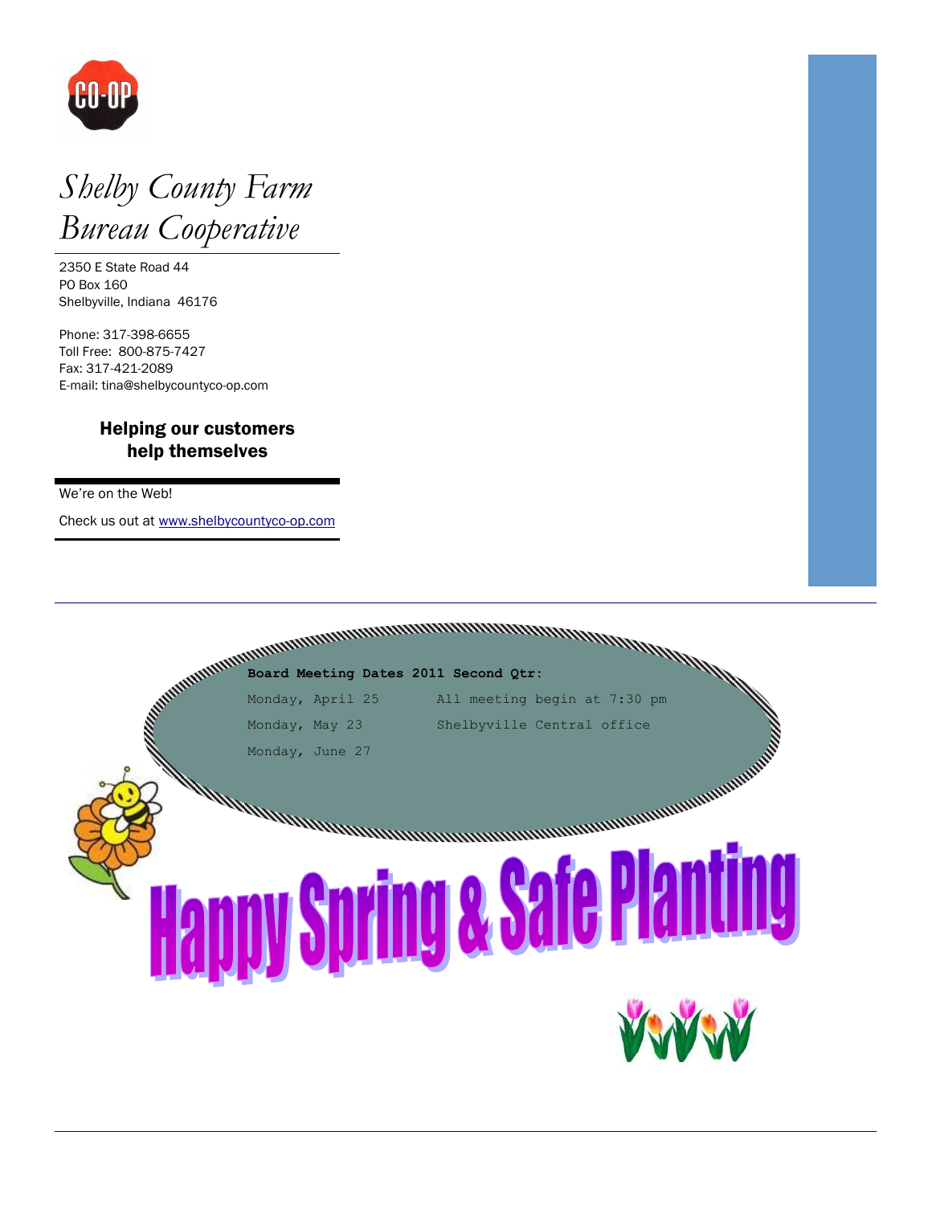# Shelby County Farm Bureau Cooperative

2350 E State Road 44
PO Box 160
Shelbyville, Indiana 46176

Phone: 317-398-6655
Toll Free: 800-875-7427
Fax: 317-421-2089
E-mail: tina@shelbycountyco-op.com

**Helping our customers help themselves**

We're on the Web!

Check us out at www.shelbycountyco-op.com

**Board Meeting Dates 2011 Second Qtr:**

Monday, April 25

Monday, May 23

Monday, June 27

All meeting begin at 7:30 pm

Shelbyville Central office

# Happy Spring & Safe Planting